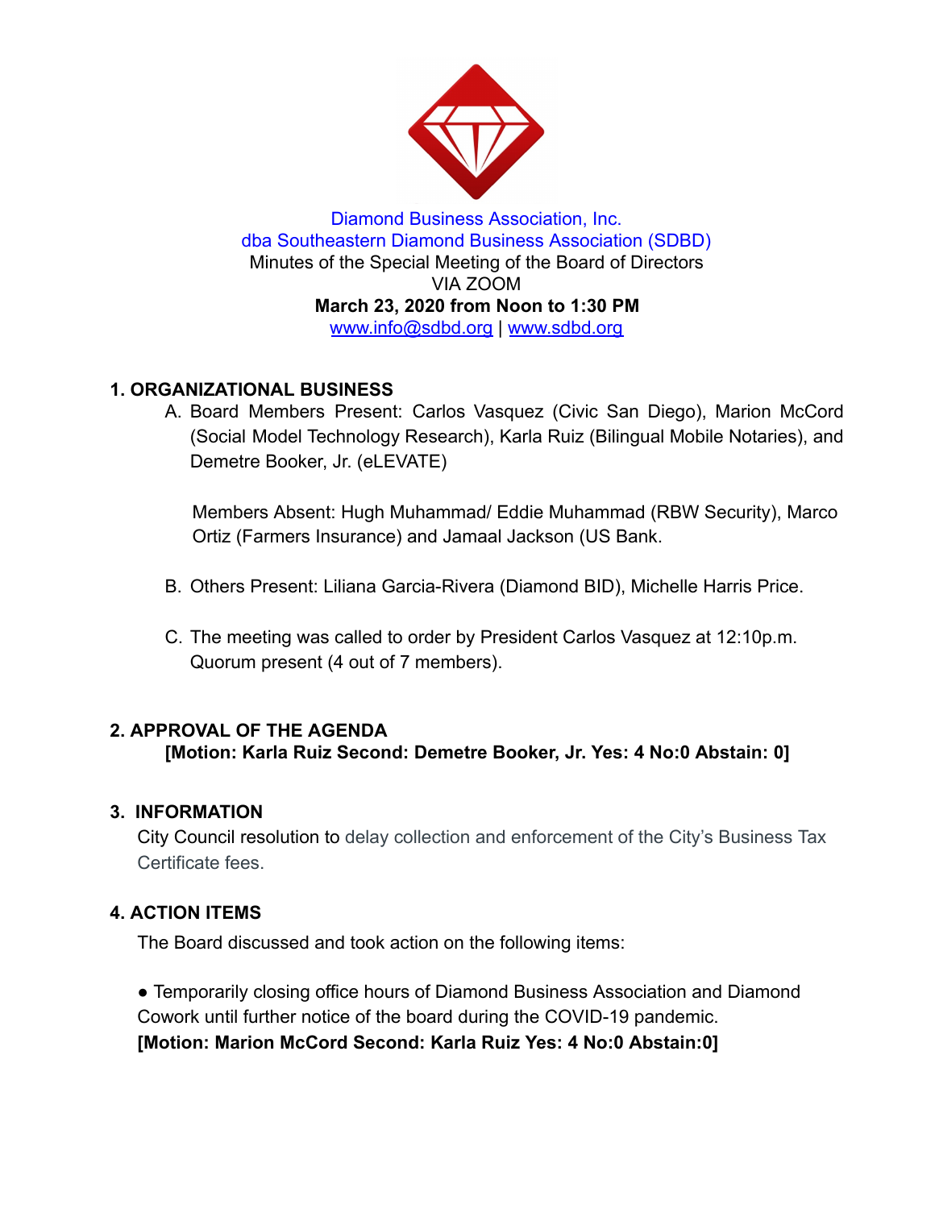Diamond Business Association, Inc.
dba Southeastern Diamond Business Association (SDBD)
Minutes of the Special Meeting of the Board of Directors
VIA ZOOM
**March 23, 2020 from Noon to 1:30 PM**
www.info@sdbd.org | www.sdbd.org

## 1. ORGANIZATIONAL BUSINESS

A. Board Members Present: Carlos Vasquez (Civic San Diego), Marion McCord (Social Model Technology Research), Karla Ruiz (Bilingual Mobile Notaries), and Demetre Booker, Jr. (eLEVATE)

Members Absent: Hugh Muhammad/ Eddie Muhammad (RBW Security), Marco Ortiz (Farmers Insurance) and Jamaal Jackson (US Bank.

B. Others Present: Liliana Garcia-Rivera (Diamond BID), Michelle Harris Price.

C. The meeting was called to order by President Carlos Vasquez at 12:10p.m. Quorum present (4 out of 7 members).

## 2. APPROVAL OF THE AGENDA

**[Motion: Karla Ruiz Second: Demetre Booker, Jr. Yes: 4 No:0 Abstain: 0]**

## 3. INFORMATION

City Council resolution to delay collection and enforcement of the City's Business Tax Certificate fees.

## 4. ACTION ITEMS

The Board discussed and took action on the following items:

- Temporarily closing office hours of Diamond Business Association and Diamond Cowork until further notice of the board during the COVID-19 pandemic.
  **[Motion: Marion McCord Second: Karla Ruiz Yes: 4 No:0 Abstain:0]**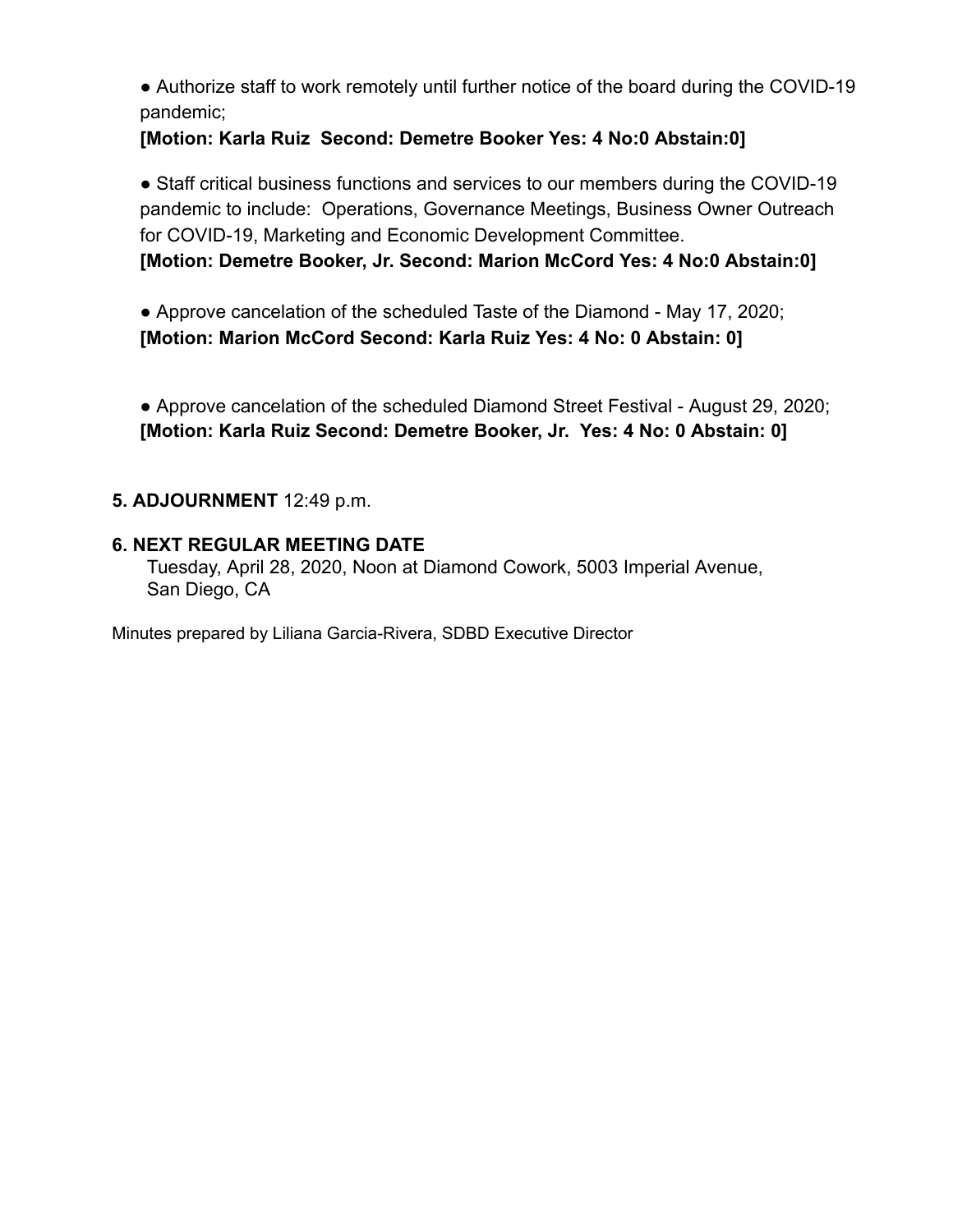● Authorize staff to work remotely until further notice of the board during the COVID-19 pandemic;
**[Motion: Karla Ruiz Second: Demetre Booker Yes: 4 No:0 Abstain:0]**

● Staff critical business functions and services to our members during the COVID-19 pandemic to include: Operations, Governance Meetings, Business Owner Outreach for COVID-19, Marketing and Economic Development Committee.
**[Motion: Demetre Booker, Jr. Second: Marion McCord Yes: 4 No:0 Abstain:0]**

● Approve cancelation of the scheduled Taste of the Diamond - May 17, 2020;
**[Motion: Marion McCord Second: Karla Ruiz Yes: 4 No: 0 Abstain: 0]**

● Approve cancelation of the scheduled Diamond Street Festival - August 29, 2020;
**[Motion: Karla Ruiz Second: Demetre Booker, Jr. Yes: 4 No: 0 Abstain: 0]**

**5. ADJOURNMENT** 12:49 p.m.

**6. NEXT REGULAR MEETING DATE**
Tuesday, April 28, 2020, Noon at Diamond Cowork, 5003 Imperial Avenue, San Diego, CA

Minutes prepared by Liliana Garcia-Rivera, SDBD Executive Director